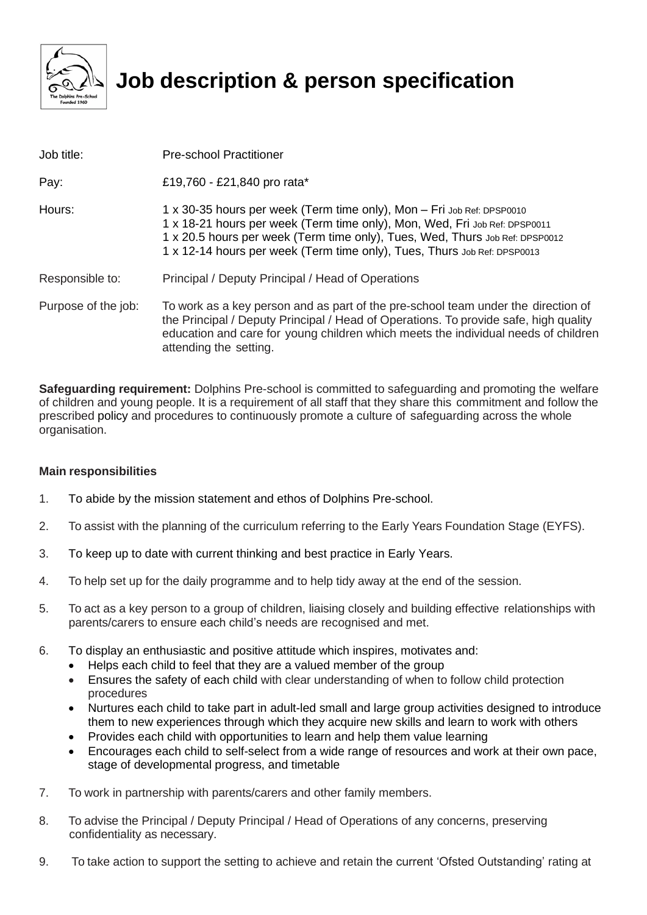# Job description & person specification

| | |
|---|---|
| Job title: | Pre-school Practitioner |
| Pay: | £19,760 - £21,840 pro rata* |
| Hours: | 1 x 30-35 hours per week (Term time only), Mon – Fri Job Ref: DPSP0010<br>1 x 18-21 hours per week (Term time only), Mon, Wed, Fri Job Ref: DPSP0011<br>1 x 20.5 hours per week (Term time only), Tues, Wed, Thurs Job Ref: DPSP0012<br>1 x 12-14 hours per week (Term time only), Tues, Thurs Job Ref: DPSP0013 |
| Responsible to: | Principal / Deputy Principal / Head of Operations |
| Purpose of the job: | To work as a key person and as part of the pre-school team under the direction of the Principal / Deputy Principal / Head of Operations. To provide safe, high quality education and care for young children which meets the individual needs of children attending the setting. |

**Safeguarding requirement:** Dolphins Pre-school is committed to safeguarding and promoting the welfare of children and young people. It is a requirement of all staff that they share this commitment and follow the prescribed policy and procedures to continuously promote a culture of safeguarding across the whole organisation.

**Main responsibilities**

1. To abide by the mission statement and ethos of Dolphins Pre-school.
2. To assist with the planning of the curriculum referring to the Early Years Foundation Stage (EYFS).
3. To keep up to date with current thinking and best practice in Early Years.
4. To help set up for the daily programme and to help tidy away at the end of the session.
5. To act as a key person to a group of children, liaising closely and building effective relationships with parents/carers to ensure each child's needs are recognised and met.
6. To display an enthusiastic and positive attitude which inspires, motivates and:
   - Helps each child to feel that they are a valued member of the group
   - Ensures the safety of each child with clear understanding of when to follow child protection procedures
   - Nurtures each child to take part in adult-led small and large group activities designed to introduce them to new experiences through which they acquire new skills and learn to work with others
   - Provides each child with opportunities to learn and help them value learning
   - Encourages each child to self-select from a wide range of resources and work at their own pace, stage of developmental progress, and timetable
7. To work in partnership with parents/carers and other family members.
8. To advise the Principal / Deputy Principal / Head of Operations of any concerns, preserving confidentiality as necessary.
9. To take action to support the setting to achieve and retain the current 'Ofsted Outstanding' rating at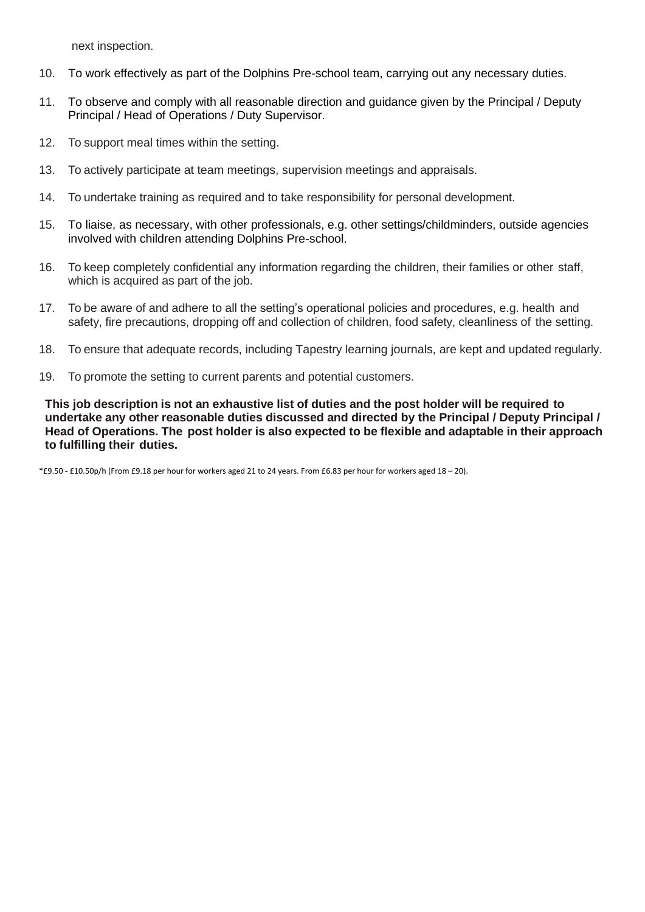next inspection.

10. To work effectively as part of the Dolphins Pre-school team, carrying out any necessary duties.
11. To observe and comply with all reasonable direction and guidance given by the Principal / Deputy Principal / Head of Operations / Duty Supervisor.
12. To support meal times within the setting.
13. To actively participate at team meetings, supervision meetings and appraisals.
14. To undertake training as required and to take responsibility for personal development.
15. To liaise, as necessary, with other professionals, e.g. other settings/childminders, outside agencies involved with children attending Dolphins Pre-school.
16. To keep completely confidential any information regarding the children, their families or other staff, which is acquired as part of the job.
17. To be aware of and adhere to all the setting's operational policies and procedures, e.g. health and safety, fire precautions, dropping off and collection of children, food safety, cleanliness of the setting.
18. To ensure that adequate records, including Tapestry learning journals, are kept and updated regularly.
19. To promote the setting to current parents and potential customers.

**This job description is not an exhaustive list of duties and the post holder will be required to undertake any other reasonable duties discussed and directed by the Principal / Deputy Principal / Head of Operations. The post holder is also expected to be flexible and adaptable in their approach to fulfilling their duties.**

*£9.50 - £10.50p/h (From £9.18 per hour for workers aged 21 to 24 years. From £6.83 per hour for workers aged 18 – 20).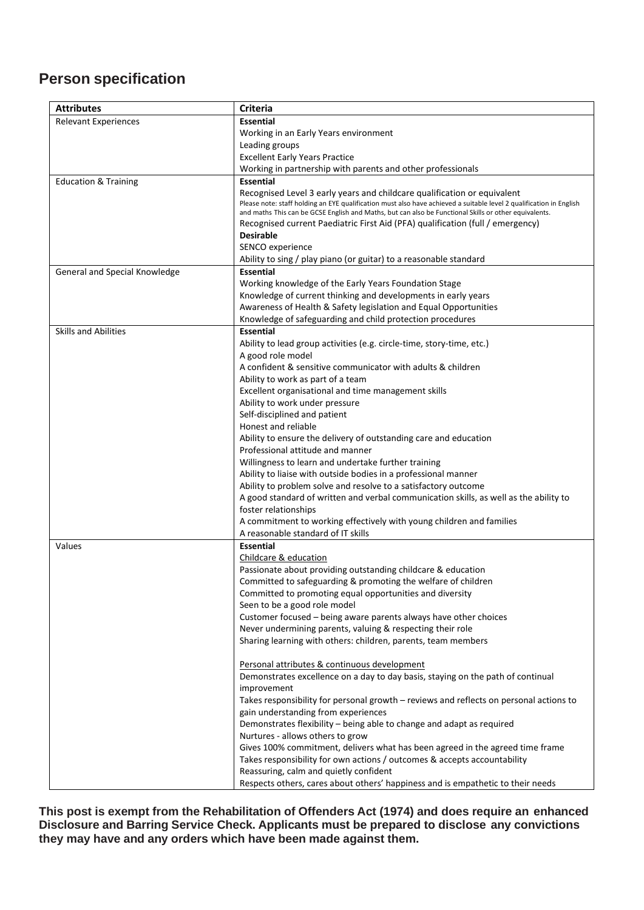## Person specification

| Attributes | Criteria |
|---|---|
| Relevant Experiences | **Essential**<br>Working in an Early Years environment<br>Leading groups<br>Excellent Early Years Practice<br>Working in partnership with parents and other professionals |
| Education & Training | **Essential**<br>Recognised Level 3 early years and childcare qualification or equivalent<br>Please note: staff holding an EYE qualification must also have achieved a suitable level 2 qualification in English and maths This can be GCSE English and Maths, but can also be Functional Skills or other equivalents.<br>Recognised current Paediatric First Aid (PFA) qualification (full / emergency)<br>**Desirable**<br>SENCO experience<br>Ability to sing / play piano (or guitar) to a reasonable standard |
| General and Special Knowledge | **Essential**<br>Working knowledge of the Early Years Foundation Stage<br>Knowledge of current thinking and developments in early years<br>Awareness of Health & Safety legislation and Equal Opportunities<br>Knowledge of safeguarding and child protection procedures |
| Skills and Abilities | **Essential**<br>Ability to lead group activities (e.g. circle-time, story-time, etc.)<br>A good role model<br>A confident & sensitive communicator with adults & children<br>Ability to work as part of a team<br>Excellent organisational and time management skills<br>Ability to work under pressure<br>Self-disciplined and patient<br>Honest and reliable<br>Ability to ensure the delivery of outstanding care and education<br>Professional attitude and manner<br>Willingness to learn and undertake further training<br>Ability to liaise with outside bodies in a professional manner<br>Ability to problem solve and resolve to a satisfactory outcome<br>A good standard of written and verbal communication skills, as well as the ability to foster relationships<br>A commitment to working effectively with young children and families<br>A reasonable standard of IT skills |
| Values | **Essential**<br>Childcare & education<br>Passionate about providing outstanding childcare & education<br>Committed to safeguarding & promoting the welfare of children<br>Committed to promoting equal opportunities and diversity<br>Seen to be a good role model<br>Customer focused – being aware parents always have other choices<br>Never undermining parents, valuing & respecting their role<br>Sharing learning with others: children, parents, team members<br><br>Personal attributes & continuous development<br>Demonstrates excellence on a day to day basis, staying on the path of continual improvement<br>Takes responsibility for personal growth – reviews and reflects on personal actions to gain understanding from experiences<br>Demonstrates flexibility – being able to change and adapt as required<br>Nurtures - allows others to grow<br>Gives 100% commitment, delivers what has been agreed in the agreed time frame<br>Takes responsibility for own actions / outcomes & accepts accountability<br>Reassuring, calm and quietly confident<br>Respects others, cares about others' happiness and is empathetic to their needs |

**This post is exempt from the Rehabilitation of Offenders Act (1974) and does require an enhanced Disclosure and Barring Service Check. Applicants must be prepared to disclose any convictions they may have and any orders which have been made against them.**